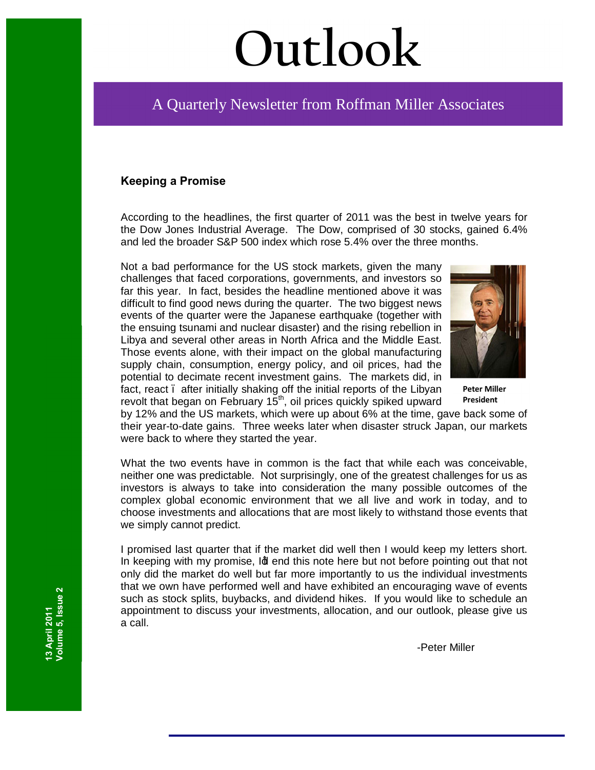# Outlook

A Quarterly Newsletter from Roffman Miller Associates

### Keeping a Promise

According to the headlines, the first quarter of 2011 was the best in twelve years for the Dow Jones Industrial Average. The Dow, comprised of 30 stocks, gained 6.4% and led the broader S&P 500 index which rose 5.4% over the three months.

Not a bad performance for the US stock markets, given the many challenges that faced corporations, governments, and investors so far this year. In fact, besides the headline mentioned above it was difficult to find good news during the quarter. The two biggest news events of the quarter were the Japanese earthquake (together with the ensuing tsunami and nuclear disaster) and the rising rebellion in Libya and several other areas in North Africa and the Middle East. Those events alone, with their impact on the global manufacturing supply chain, consumption, energy policy, and oil prices, had the potential to decimate recent investment gains. The markets did, in fact, react – after initially shaking off the initial reports of the Libyan revolt that began on February 15th, oil prices quickly spiked upward by 12% and the US markets, which were up about 6% at the time, gave back some of their year-to-date gains. Three weeks later when disaster struck Japan, our markets were back to where they started the year.

**Peter Miller**
**President**

What the two events have in common is the fact that while each was conceivable, neither one was predictable. Not surprisingly, one of the greatest challenges for us as investors is always to take into consideration the many possible outcomes of the complex global economic environment that we all live and work in today, and to choose investments and allocations that are most likely to withstand those events that we simply cannot predict.

I promised last quarter that if the market did well then I would keep my letters short. In keeping with my promise, I'd end this note here but not before pointing out that not only did the market do well but far more importantly to us the individual investments that we own have performed well and have exhibited an encouraging wave of events such as stock splits, buybacks, and dividend hikes. If you would like to schedule an appointment to discuss your investments, allocation, and our outlook, please give us a call.

-Peter Miller

13 April 2011
Volume 5, Issue 2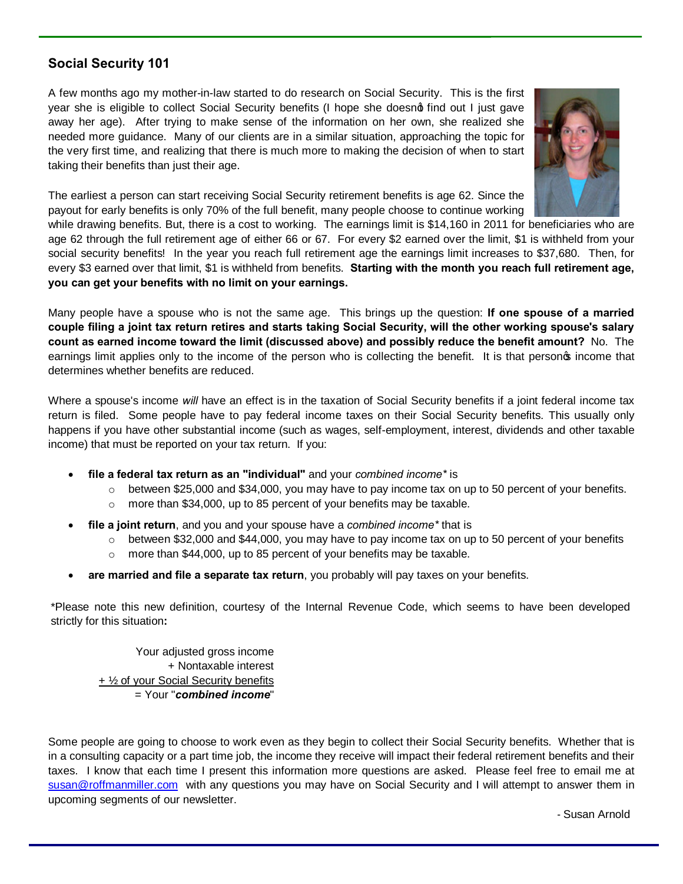## Social Security 101

A few months ago my mother-in-law started to do research on Social Security. This is the first year she is eligible to collect Social Security benefits (I hope she doesn't find out I just gave away her age). After trying to make sense of the information on her own, she realized she needed more guidance. Many of our clients are in a similar situation, approaching the topic for the very first time, and realizing that there is much more to making the decision of when to start taking their benefits than just their age.

The earliest a person can start receiving Social Security retirement benefits is age 62. Since the payout for early benefits is only 70% of the full benefit, many people choose to continue working while drawing benefits. But, there is a cost to working. The earnings limit is $14,160 in 2011 for beneficiaries who are age 62 through the full retirement age of either 66 or 67. For every $2 earned over the limit, $1 is withheld from your social security benefits! In the year you reach full retirement age the earnings limit increases to $37,680. Then, for every $3 earned over that limit, $1 is withheld from benefits. **Starting with the month you reach full retirement age, you can get your benefits with no limit on your earnings.**

Many people have a spouse who is not the same age. This brings up the question: **If one spouse of a married couple filing a joint tax return retires and starts taking Social Security, will the other working spouse's salary count as earned income toward the limit (discussed above) and possibly reduce the benefit amount?** No. The earnings limit applies only to the income of the person who is collecting the benefit. It is that person's income that determines whether benefits are reduced.

Where a spouse's income *will* have an effect is in the taxation of Social Security benefits if a joint federal income tax return is filed. Some people have to pay federal income taxes on their Social Security benefits. This usually only happens if you have other substantial income (such as wages, self-employment, interest, dividends and other taxable income) that must be reported on your tax return. If you:

- **file a federal tax return as an "individual"** and your *combined income\** is
  - between $25,000 and $34,000, you may have to pay income tax on up to 50 percent of your benefits.
  - more than $34,000, up to 85 percent of your benefits may be taxable.
- **file a joint return**, and you and your spouse have a *combined income\** that is
  - between $32,000 and $44,000, you may have to pay income tax on up to 50 percent of your benefits
  - more than $44,000, up to 85 percent of your benefits may be taxable.
- **are married and file a separate tax return**, you probably will pay taxes on your benefits.

\*Please note this new definition, courtesy of the Internal Revenue Code, which seems to have been developed strictly for this situation**:**

Your adjusted gross income
+ Nontaxable interest
+ ½ of your Social Security benefits
= Your "***combined income***"

Some people are going to choose to work even as they begin to collect their Social Security benefits. Whether that is in a consulting capacity or a part time job, the income they receive will impact their federal retirement benefits and their taxes. I know that each time I present this information more questions are asked. Please feel free to email me at susan@roffmanmiller.com with any questions you may have on Social Security and I will attempt to answer them in upcoming segments of our newsletter.

- Susan Arnold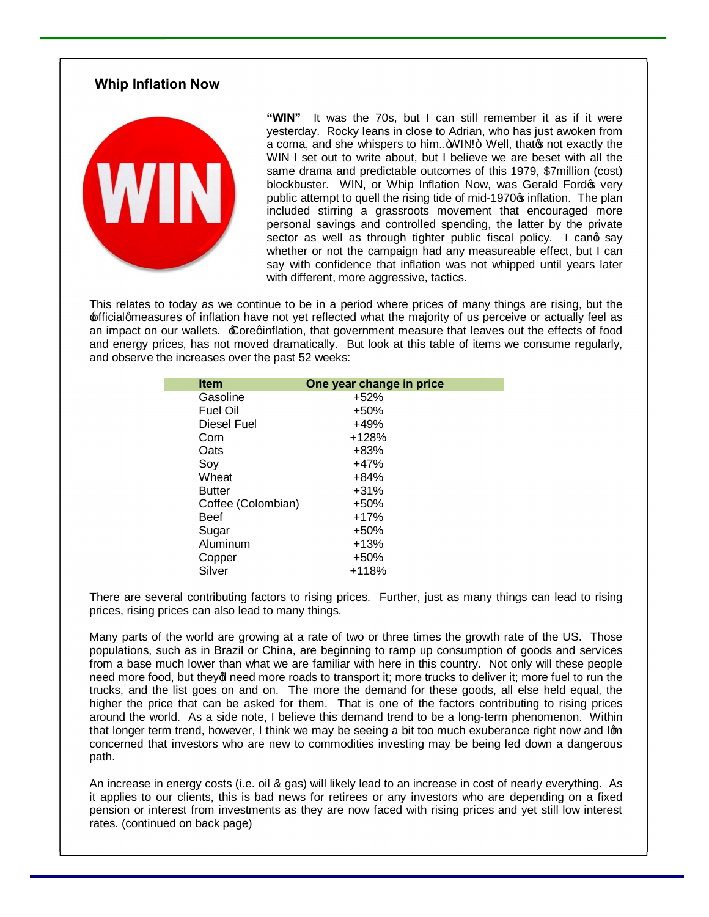## Whip Inflation Now

**"WIN"** It was the 70s, but I can still remember it as if it were yesterday. Rocky leans in close to Adrian, who has just awoken from a coma, and she whispers to him..."WIN!" Well, that's not exactly the WIN I set out to write about, but I believe we are beset with all the same drama and predictable outcomes of this 1979, $7million (cost) blockbuster. WIN, or Whip Inflation Now, was Gerald Ford's very public attempt to quell the rising tide of mid-1970's inflation. The plan included stirring a grassroots movement that encouraged more personal savings and controlled spending, the latter by the private sector as well as through tighter public fiscal policy. I can't say whether or not the campaign had any measureable effect, but I can say with confidence that inflation was not whipped until years later with different, more aggressive, tactics.

This relates to today as we continue to be in a period where prices of many things are rising, but the 'official' measures of inflation have not yet reflected what the majority of us perceive or actually feel as an impact on our wallets. 'Core' inflation, that government measure that leaves out the effects of food and energy prices, has not moved dramatically. But look at this table of items we consume regularly, and observe the increases over the past 52 weeks:

| Item | One year change in price |
|---|---|
| Gasoline | +52% |
| Fuel Oil | +50% |
| Diesel Fuel | +49% |
| Corn | +128% |
| Oats | +83% |
| Soy | +47% |
| Wheat | +84% |
| Butter | +31% |
| Coffee (Colombian) | +50% |
| Beef | +17% |
| Sugar | +50% |
| Aluminum | +13% |
| Copper | +50% |
| Silver | +118% |

There are several contributing factors to rising prices. Further, just as many things can lead to rising prices, rising prices can also lead to many things.

Many parts of the world are growing at a rate of two or three times the growth rate of the US. Those populations, such as in Brazil or China, are beginning to ramp up consumption of goods and services from a base much lower than what we are familiar with here in this country. Not only will these people need more food, but they'll need more roads to transport it; more trucks to deliver it; more fuel to run the trucks, and the list goes on and on. The more the demand for these goods, all else held equal, the higher the price that can be asked for them. That is one of the factors contributing to rising prices around the world. As a side note, I believe this demand trend to be a long-term phenomenon. Within that longer term trend, however, I think we may be seeing a bit too much exuberance right now and I'm concerned that investors who are new to commodities investing may be being led down a dangerous path.

An increase in energy costs (i.e. oil & gas) will likely lead to an increase in cost of nearly everything. As it applies to our clients, this is bad news for retirees or any investors who are depending on a fixed pension or interest from investments as they are now faced with rising prices and yet still low interest rates. (continued on back page)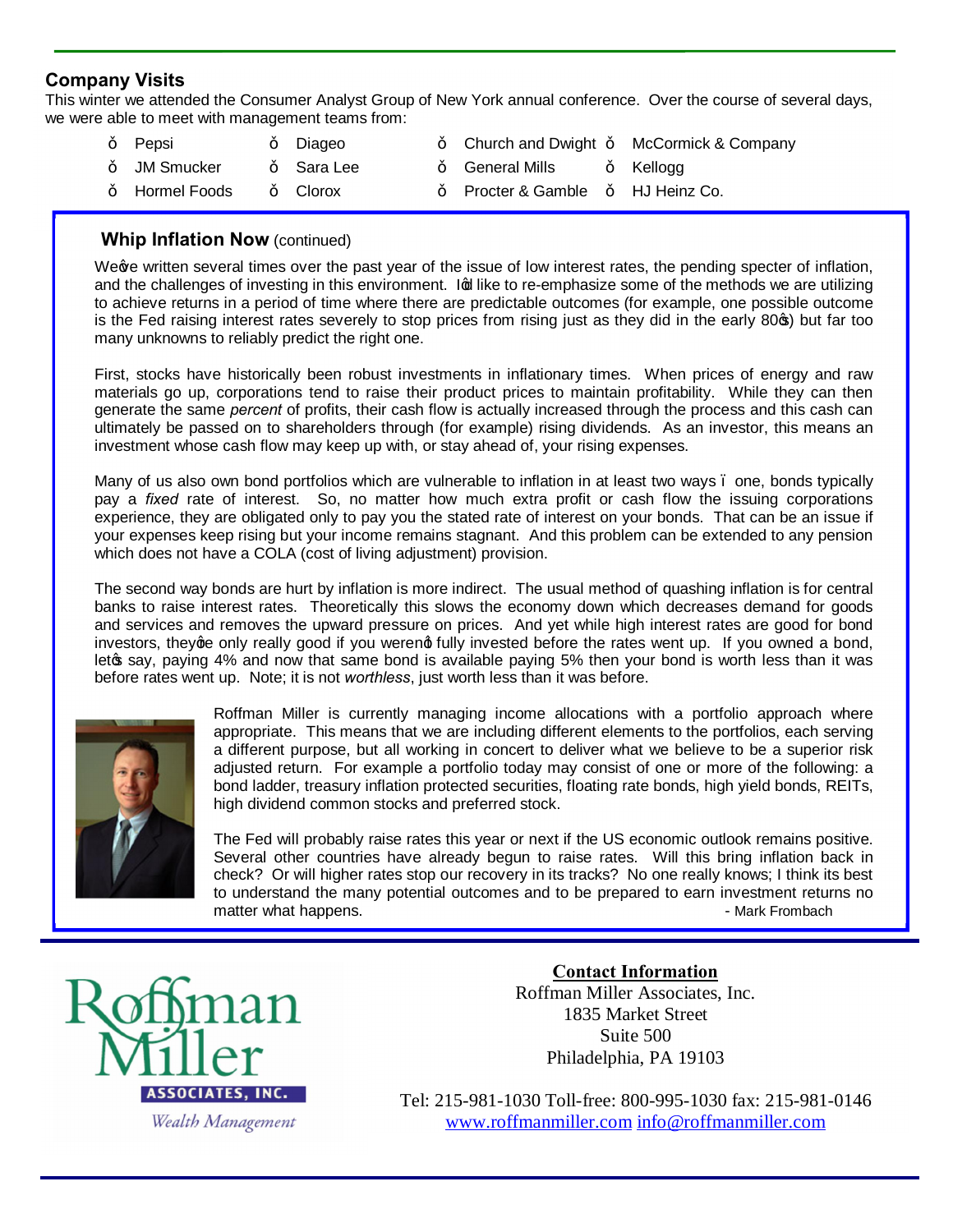## Company Visits

This winter we attended the Consumer Analyst Group of New York annual conference. Over the course of several days, we were able to meet with management teams from:

- Pepsi
- JM Smucker
- Hormel Foods
- Diageo
- Sara Lee
- Clorox
- Church and Dwight
- General Mills
- Procter & Gamble
- McCormick & Company
- Kellogg
- HJ Heinz Co.

## Whip Inflation Now (continued)

We've written several times over the past year of the issue of low interest rates, the pending specter of inflation, and the challenges of investing in this environment. I'd like to re-emphasize some of the methods we are utilizing to achieve returns in a period of time where there are predictable outcomes (for example, one possible outcome is the Fed raising interest rates severely to stop prices from rising just as they did in the early 80's) but far too many unknowns to reliably predict the right one.

First, stocks have historically been robust investments in inflationary times. When prices of energy and raw materials go up, corporations tend to raise their product prices to maintain profitability. While they can then generate the same *percent* of profits, their cash flow is actually increased through the process and this cash can ultimately be passed on to shareholders through (for example) rising dividends. As an investor, this means an investment whose cash flow may keep up with, or stay ahead of, your rising expenses.

Many of us also own bond portfolios which are vulnerable to inflation in at least two ways – one, bonds typically pay a *fixed* rate of interest. So, no matter how much extra profit or cash flow the issuing corporations experience, they are obligated only to pay you the stated rate of interest on your bonds. That can be an issue if your expenses keep rising but your income remains stagnant. And this problem can be extended to any pension which does not have a COLA (cost of living adjustment) provision.

The second way bonds are hurt by inflation is more indirect. The usual method of quashing inflation is for central banks to raise interest rates. Theoretically this slows the economy down which decreases demand for goods and services and removes the upward pressure on prices. And yet while high interest rates are good for bond investors, they're only really good if you weren't fully invested before the rates went up. If you owned a bond, let's say, paying 4% and now that same bond is available paying 5% then your bond is worth less than it was before rates went up. Note; it is not *worthless*, just worth less than it was before.

Roffman Miller is currently managing income allocations with a portfolio approach where appropriate. This means that we are including different elements to the portfolios, each serving a different purpose, but all working in concert to deliver what we believe to be a superior risk adjusted return. For example a portfolio today may consist of one or more of the following: a bond ladder, treasury inflation protected securities, floating rate bonds, high yield bonds, REITs, high dividend common stocks and preferred stock.

The Fed will probably raise rates this year or next if the US economic outlook remains positive. Several other countries have already begun to raise rates. Will this bring inflation back in check? Or will higher rates stop our recovery in its tracks? No one really knows; I think its best to understand the many potential outcomes and to be prepared to earn investment returns no matter what happens.

\- Mark Frombach

Roffman Miller ASSOCIATES, INC. Wealth Management

**Contact Information**

Roffman Miller Associates, Inc.
1835 Market Street
Suite 500
Philadelphia, PA 19103

Tel: 215-981-1030 Toll-free: 800-995-1030 fax: 215-981-0146
www.roffmanmiller.com info@roffmanmiller.com